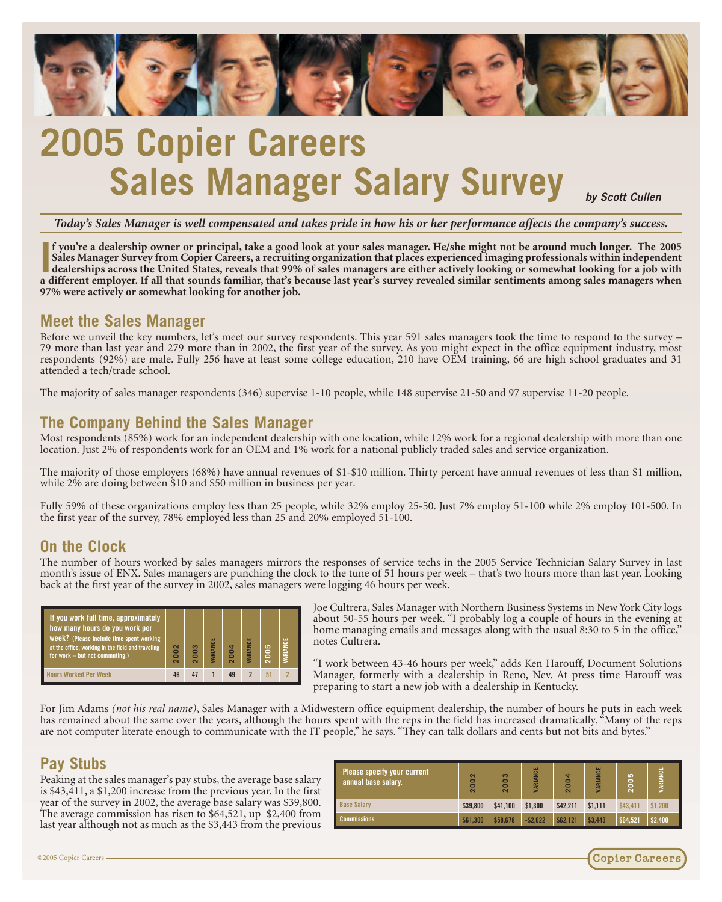# 2005 Copier Careers Sales Manager Salary Survey

*by Scott Cullen*

***Today's Sales Manager is well compensated and takes pride in how his or her performance affects the company's success.***

**If you're a dealership owner or principal, take a good look at your sales manager. He/she might not be around much longer. The 2005 Sales Manager Survey from Copier Careers, a recruiting organization that places experienced imaging professionals within independent dealerships across the United States, reveals that 99% of sales managers are either actively looking or somewhat looking for a job with a different employer. If all that sounds familiar, that's because last year's survey revealed similar sentiments among sales managers when 97% were actively or somewhat looking for another job.**

## Meet the Sales Manager

Before we unveil the key numbers, let's meet our survey respondents. This year 591 sales managers took the time to respond to the survey – 79 more than last year and 279 more than in 2002, the first year of the survey. As you might expect in the office equipment industry, most respondents (92%) are male. Fully 256 have at least some college education, 210 have OEM training, 66 are high school graduates and 31 attended a tech/trade school.

The majority of sales manager respondents (346) supervise 1-10 people, while 148 supervise 21-50 and 97 supervise 11-20 people.

## The Company Behind the Sales Manager

Most respondents (85%) work for an independent dealership with one location, while 12% work for a regional dealership with more than one location. Just 2% of respondents work for an OEM and 1% work for a national publicly traded sales and service organization.

The majority of those employers (68%) have annual revenues of $1-$10 million. Thirty percent have annual revenues of less than $1 million, while 2% are doing between $10 and $50 million in business per year.

Fully 59% of these organizations employ less than 25 people, while 32% employ 25-50. Just 7% employ 51-100 while 2% employ 101-500. In the first year of the survey, 78% employed less than 25 and 20% employed 51-100.

## On the Clock

The number of hours worked by sales managers mirrors the responses of service techs in the 2005 Service Technician Salary Survey in last month's issue of ENX. Sales managers are punching the clock to the tune of 51 hours per week – that's two hours more than last year. Looking back at the first year of the survey in 2002, sales managers were logging 46 hours per week.

| If you work full time, approximately how many hours do you work per week? (Please include time spent working at the office, working in the field and traveling for work – but not commuting.) | 2002 | 2003 | VARIANCE | 2004 | VARIANCE | 2005 | VARIANCE |
|---|---|---|---|---|---|---|---|
| Hours Worked Per Week | 46 | 47 | 1 | 49 | 2 | 51 | 2 |

Joe Cultrera, Sales Manager with Northern Business Systems in New York City logs about 50-55 hours per week. "I probably log a couple of hours in the evening at home managing emails and messages along with the usual 8:30 to 5 in the office," notes Cultrera.

"I work between 43-46 hours per week," adds Ken Harouff, Document Solutions Manager, formerly with a dealership in Reno, Nev. At press time Harouff was preparing to start a new job with a dealership in Kentucky.

For Jim Adams *(not his real name)*, Sales Manager with a Midwestern office equipment dealership, the number of hours he puts in each week has remained about the same over the years, although the hours spent with the reps in the field has increased dramatically. "Many of the reps are not computer literate enough to communicate with the IT people," he says. "They can talk dollars and cents but not bits and bytes."

## Pay Stubs

Peaking at the sales manager's pay stubs, the average base salary is $43,411, a $1,200 increase from the previous year. In the first year of the survey in 2002, the average base salary was $39,800. The average commission has risen to $64,521, up $2,400 from last year although not as much as the $3,443 from the previous

| Please specify your current annual base salary. | 2002 | 2003 | VARIANCE | 2004 | VARIANCE | 2005 | VARIANCE |
|---|---|---|---|---|---|---|---|
| Base Salary | $39,800 | $41,100 | $1,300 | $42,211 | $1,111 | $43,411 | $1,200 |
| Commissions | $61,300 | $58,678 | -$2,622 | $62,121 | $3,443 | $64,521 | $2,400 |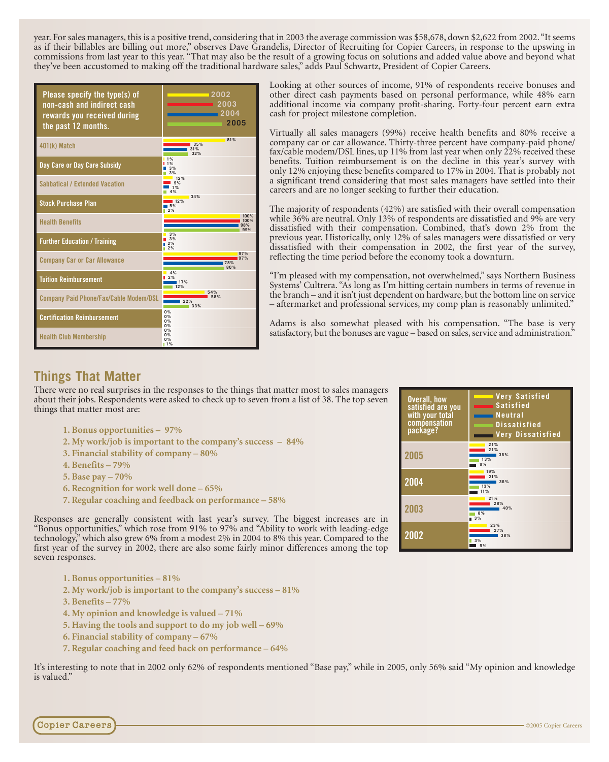year. For sales managers, this is a positive trend, considering that in 2003 the average commission was $58,678, down $2,622 from 2002. "It seems as if their billables are billing out more," observes Dave Grandelis, Director of Recruiting for Copier Careers, in response to the upswing in commissions from last year to this year. "That may also be the result of a growing focus on solutions and added value above and beyond what they've been accustomed to making off the traditional hardware sales," adds Paul Schwartz, President of Copier Careers.

| Please specify the type(s) of non-cash and indirect cash rewards you received during the past 12 months. | 2002 | 2003 | 2004 | 2005 |
|---|---|---|---|---|
| 401(k) Match | 81% | 35% | 31% | 32% |
| Day Care or Day Care Subsidy | 1% | 1% | 3% | 3% |
| Sabbatical / Extended Vacation | 12% | 9% | 7% | 4% |
| Stock Purchase Plan | 34% | 12% | 5% | 2% |
| Health Benefits | 100% | 100% | 98% | 99% |
| Further Education / Training | 3% | 3% | 2% | 2% |
| Company Car or Car Allowance | 97% | 97% | 78% | 80% |
| Tuition Reimbursement | 4% | 2% | 17% | 12% |
| Company Paid Phone/Fax/Cable Modem/DSL | 54% | 58% | 22% | 33% |
| Certification Reimbursement | 0% | 0% | 0% | 0% |
| Health Club Membership | 0% | 0% | 0% | 1% |

Looking at other sources of income, 91% of respondents receive bonuses and other direct cash payments based on personal performance, while 48% earn additional income via company profit-sharing. Forty-four percent earn extra cash for project milestone completion.

Virtually all sales managers (99%) receive health benefits and 80% receive a company car or car allowance. Thirty-three percent have company-paid phone/fax/cable modem/DSL lines, up 11% from last year when only 22% received these benefits. Tuition reimbursement is on the decline in this year's survey with only 12% enjoying these benefits compared to 17% in 2004. That is probably not a significant trend considering that most sales managers have settled into their careers and are no longer seeking to further their education.

The majority of respondents (42%) are satisfied with their overall compensation while 36% are neutral. Only 13% of respondents are dissatisfied and 9% are very dissatisfied with their compensation. Combined, that's down 2% from the previous year. Historically, only 12% of sales managers were dissatisfied or very dissatisfied with their compensation in 2002, the first year of the survey, reflecting the time period before the economy took a downturn.

"I'm pleased with my compensation, not overwhelmed," says Northern Business Systems' Cultrera. "As long as I'm hitting certain numbers in terms of revenue in the branch – and it isn't just dependent on hardware, but the bottom line on service – aftermarket and professional services, my comp plan is reasonably unlimited."

Adams is also somewhat pleased with his compensation. "The base is very satisfactory, but the bonuses are vague – based on sales, service and administration."

## Things That Matter

There were no real surprises in the responses to the things that matter most to sales managers about their jobs. Respondents were asked to check up to seven from a list of 38. The top seven things that matter most are:

1. **Bonus opportunities – 97%**
2. **My work/job is important to the company's success – 84%**
3. **Financial stability of company – 80%**
4. **Benefits – 79%**
5. **Base pay – 70%**
6. **Recognition for work well done – 65%**
7. **Regular coaching and feedback on performance – 58%**

| Overall, how satisfied are you with your total compensation package? | Very Satisfied | Satisfied | Neutral | Dissatisfied | Very Dissatisfied |
|---|---|---|---|---|---|
| 2005 | 21% | 21% | 36% | 13% | 9% |
| 2004 | 19% | 21% | 36% | 13% | 11% |
| 2003 | 21% | 28% | 40% | 8% | 3% |
| 2002 | 23% | 27% | 38% | 3% | 9% |

Responses are generally consistent with last year's survey. The biggest increases are in "Bonus opportunities," which rose from 91% to 97% and "Ability to work with leading-edge technology," which also grew 6% from a modest 2% in 2004 to 8% this year. Compared to the first year of the survey in 2002, there are also some fairly minor differences among the top seven responses.

1. **Bonus opportunities – 81%**
2. **My work/job is important to the company's success – 81%**
3. **Benefits – 77%**
4. **My opinion and knowledge is valued – 71%**
5. **Having the tools and support to do my job well – 69%**
6. **Financial stability of company – 67%**
7. **Regular coaching and feed back on performance – 64%**

It's interesting to note that in 2002 only 62% of respondents mentioned "Base pay," while in 2005, only 56% said "My opinion and knowledge is valued."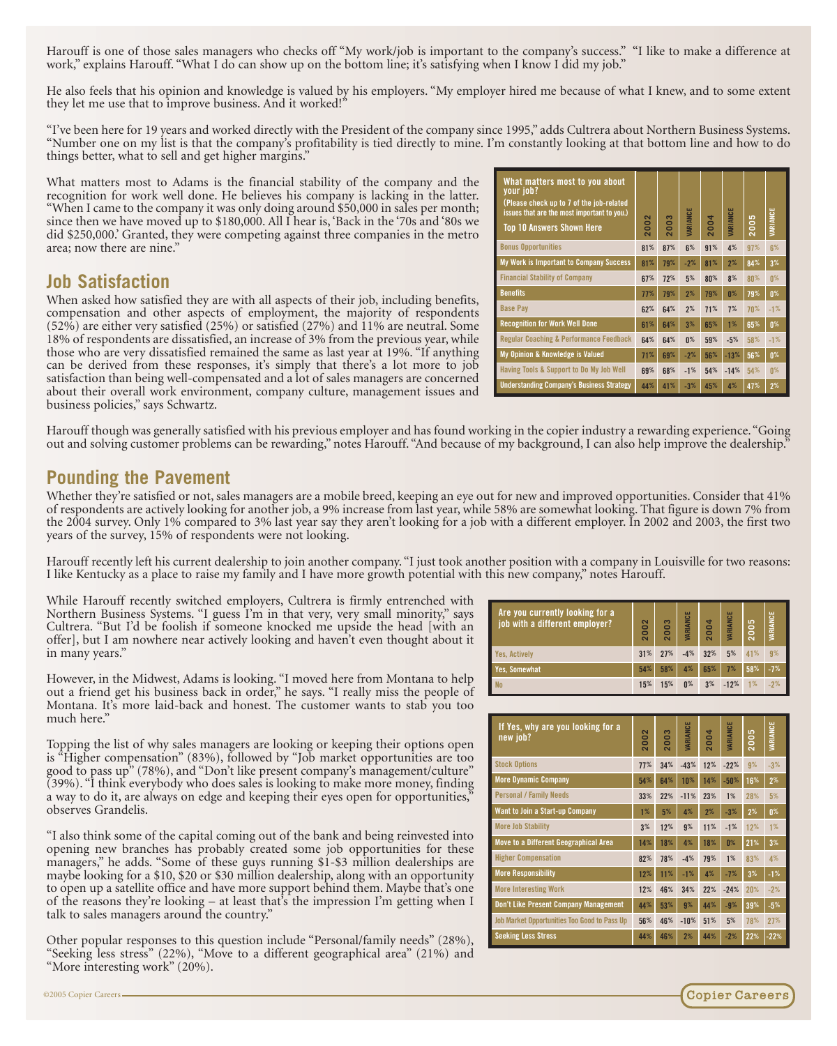Harouff is one of those sales managers who checks off "My work/job is important to the company's success." "I like to make a difference at work," explains Harouff. "What I do can show up on the bottom line; it's satisfying when I know I did my job."

He also feels that his opinion and knowledge is valued by his employers. "My employer hired me because of what I knew, and to some extent they let me use that to improve business. And it worked!"

"I've been here for 19 years and worked directly with the President of the company since 1995," adds Cultrera about Northern Business Systems. "Number one on my list is that the company's profitability is tied directly to mine. I'm constantly looking at that bottom line and how to do things better, what to sell and get higher margins."

What matters most to Adams is the financial stability of the company and the recognition for work well done. He believes his company is lacking in the latter. "When I came to the company it was only doing around $50,000 in sales per month; since then we have moved up to $180,000. All I hear is, 'Back in the '70s and '80s we did $250,000.' Granted, they were competing against three companies in the metro area; now there are nine."

| What matters most to you about your job? (Please check up to 7 of the job-related issues that are the most important to you.) Top 10 Answers Shown Here | 2002 | 2003 | VARIANCE | 2004 | VARIANCE | 2005 | VARIANCE |
|---|---|---|---|---|---|---|---|
| Bonus Opportunities | 81% | 87% | 6% | 91% | 4% | 97% | 6% |
| My Work is Important to Company Success | 81% | 79% | -2% | 81% | 2% | 84% | 3% |
| Financial Stability of Company | 67% | 72% | 5% | 80% | 8% | 80% | 0% |
| Benefits | 77% | 79% | 2% | 79% | 0% | 79% | 0% |
| Base Pay | 62% | 64% | 2% | 71% | 7% | 70% | -1% |
| Recognition for Work Well Done | 61% | 64% | 3% | 65% | 1% | 65% | 0% |
| Regular Coaching & Performance Feedback | 64% | 64% | 0% | 59% | -5% | 58% | -1% |
| My Opinion & Knowledge is Valued | 71% | 69% | -2% | 56% | -13% | 56% | 0% |
| Having Tools & Support to Do My Job Well | 69% | 68% | -1% | 54% | -14% | 54% | 0% |
| Understanding Company's Business Strategy | 44% | 41% | -3% | 45% | 4% | 47% | 2% |

## Job Satisfaction

When asked how satisfied they are with all aspects of their job, including benefits, compensation and other aspects of employment, the majority of respondents (52%) are either very satisfied (25%) or satisfied (27%) and 11% are neutral. Some 18% of respondents are dissatisfied, an increase of 3% from the previous year, while those who are very dissatisfied remained the same as last year at 19%. "If anything can be derived from these responses, it's simply that there's a lot more to job satisfaction than being well-compensated and a lot of sales managers are concerned about their overall work environment, company culture, management issues and business policies," says Schwartz.

Harouff though was generally satisfied with his previous employer and has found working in the copier industry a rewarding experience. "Going out and solving customer problems can be rewarding," notes Harouff. "And because of my background, I can also help improve the dealership."

## Pounding the Pavement

Whether they're satisfied or not, sales managers are a mobile breed, keeping an eye out for new and improved opportunities. Consider that 41% of respondents are actively looking for another job, a 9% increase from last year, while 58% are somewhat looking. That figure is down 7% from the 2004 survey. Only 1% compared to 3% last year say they aren't looking for a job with a different employer. In 2002 and 2003, the first two years of the survey, 15% of respondents were not looking.

Harouff recently left his current dealership to join another company. "I just took another position with a company in Louisville for two reasons: I like Kentucky as a place to raise my family and I have more growth potential with this new company," notes Harouff.

While Harouff recently switched employers, Cultrera is firmly entrenched with Northern Business Systems. "I guess I'm in that very, very small minority," says Cultrera. "But I'd be foolish if someone knocked me upside the head [with an offer], but I am nowhere near actively looking and haven't even thought about it in many years."

However, in the Midwest, Adams is looking. "I moved here from Montana to help out a friend get his business back in order," he says. "I really miss the people of Montana. It's more laid-back and honest. The customer wants to stab you too much here."

Topping the list of why sales managers are looking or keeping their options open is "Higher compensation" (83%), followed by "Job market opportunities are too good to pass up" (78%), and "Don't like present company's management/culture" (39%). "I think everybody who does sales is looking to make more money, finding a way to do it, are always on edge and keeping their eyes open for opportunities," observes Grandelis.

"I also think some of the capital coming out of the bank and being reinvested into opening new branches has probably created some job opportunities for these managers," he adds. "Some of these guys running $1-$3 million dealerships are maybe looking for a $10, $20 or $30 million dealership, along with an opportunity to open up a satellite office and have more support behind them. Maybe that's one of the reasons they're looking – at least that's the impression I'm getting when I talk to sales managers around the country."

Other popular responses to this question include "Personal/family needs" (28%), "Seeking less stress" (22%), "Move to a different geographical area" (21%) and "More interesting work" (20%).

| Are you currently looking for a job with a different employer? | 2002 | 2003 | VARIANCE | 2004 | VARIANCE | 2005 | VARIANCE |
|---|---|---|---|---|---|---|---|
| Yes, Actively | 31% | 27% | -4% | 32% | 5% | 41% | 9% |
| Yes, Somewhat | 54% | 58% | 4% | 65% | 7% | 58% | -7% |
| No | 15% | 15% | 0% | 3% | -12% | 1% | -2% |

| If Yes, why are you looking for a new job? | 2002 | 2003 | VARIANCE | 2004 | VARIANCE | 2005 | VARIANCE |
|---|---|---|---|---|---|---|---|
| Stock Options | 77% | 34% | -43% | 12% | -22% | 9% | -3% |
| More Dynamic Company | 54% | 64% | 10% | 14% | -50% | 16% | 2% |
| Personal / Family Needs | 33% | 22% | -11% | 23% | 1% | 28% | 5% |
| Want to Join a Start-up Company | 1% | 5% | 4% | 2% | -3% | 2% | 0% |
| More Job Stability | 3% | 12% | 9% | 11% | -1% | 12% | 1% |
| Move to a Different Geographical Area | 14% | 18% | 4% | 18% | 0% | 21% | 3% |
| Higher Compensation | 82% | 78% | -4% | 79% | 1% | 83% | 4% |
| More Responsibility | 12% | 11% | -1% | 4% | -7% | 3% | -1% |
| More Interesting Work | 12% | 46% | 34% | 22% | -24% | 20% | -2% |
| Don't Like Present Company Management | 44% | 53% | 9% | 44% | -9% | 39% | -5% |
| Job Market Opportunities Too Good to Pass Up | 56% | 46% | -10% | 51% | 5% | 78% | 27% |
| Seeking Less Stress | 44% | 46% | 2% | 44% | -2% | 22% | -22% |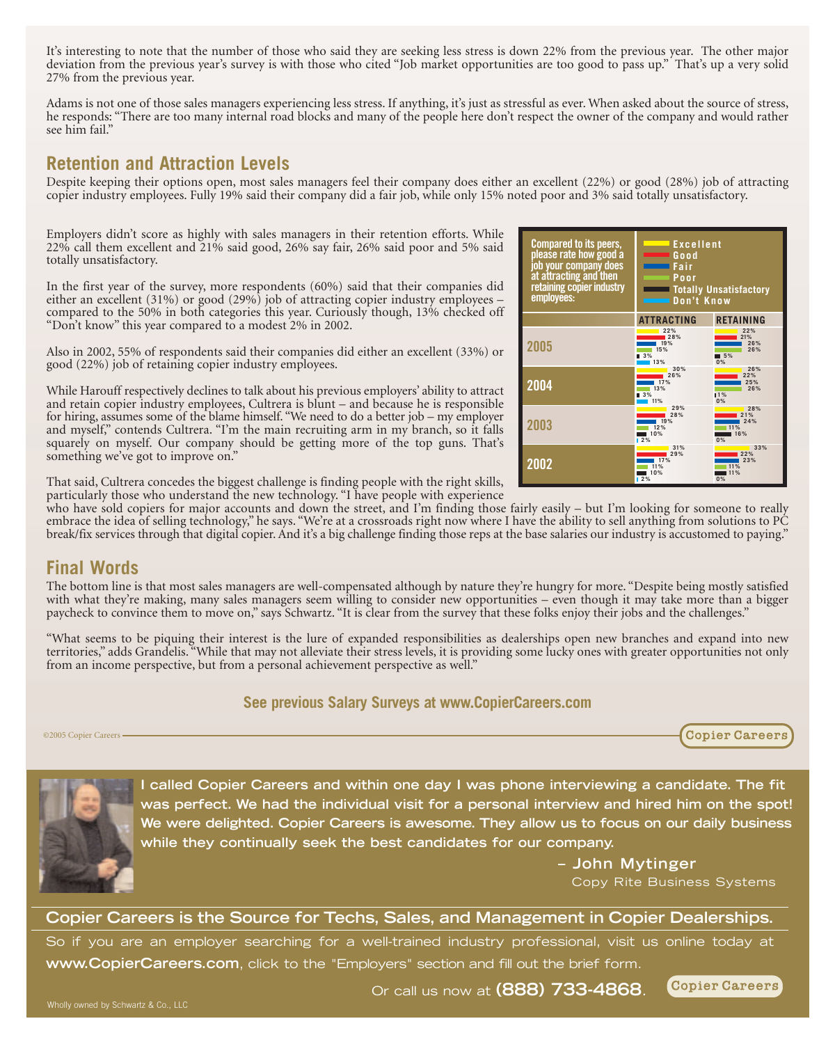It's interesting to note that the number of those who said they are seeking less stress is down 22% from the previous year. The other major deviation from the previous year's survey is with those who cited "Job market opportunities are too good to pass up." That's up a very solid 27% from the previous year.

Adams is not one of those sales managers experiencing less stress. If anything, it's just as stressful as ever. When asked about the source of stress, he responds: "There are too many internal road blocks and many of the people here don't respect the owner of the company and would rather see him fail."

## Retention and Attraction Levels

Despite keeping their options open, most sales managers feel their company does either an excellent (22%) or good (28%) job of attracting copier industry employees. Fully 19% said their company did a fair job, while only 15% noted poor and 3% said totally unsatisfactory.

Employers didn't score as highly with sales managers in their retention efforts. While 22% call them excellent and 21% said good, 26% say fair, 26% said poor and 5% said totally unsatisfactory.

In the first year of the survey, more respondents (60%) said that their companies did either an excellent (31%) or good (29%) job of attracting copier industry employees – compared to the 50% in both categories this year. Curiously though, 13% checked off "Don't know" this year compared to a modest 2% in 2002.

Also in 2002, 55% of respondents said their companies did either an excellent (33%) or good (22%) job of retaining copier industry employees.

While Harouff respectively declines to talk about his previous employers' ability to attract and retain copier industry employees, Cultrera is blunt – and because he is responsible for hiring, assumes some of the blame himself. "We need to do a better job – my employer and myself," contends Cultrera. "I'm the main recruiting arm in my branch, so it falls squarely on myself. Our company should be getting more of the top guns. That's something we've got to improve on."

Compared to its peers, please rate how good a job your company does at attracting and then retaining copier industry employees:

Excellent
Good
Fair
Poor
Totally Unsatisfactory
Don't Know

ATTRACTING
RETAINING

2005
22%
28%
19%
15%
3%
13%
22%
21%
26%
26%
5%
0%

2004
30%
26%
17%
13%
3%
11%
26%
22%
25%
26%
1%
0%

2003
29%
28%
19%
12%
10%
2%
28%
21%
24%
11%
16%
0%

2002
31%
29%
17%
11%
10%
2%
33%
22%
23%
11%
11%
0%

That said, Cultrera concedes the biggest challenge is finding people with the right skills, particularly those who understand the new technology. "I have people with experience who have sold copiers for major accounts and down the street, and I'm finding those fairly easily – but I'm looking for someone to really embrace the idea of selling technology," he says. "We're at a crossroads right now where I have the ability to sell anything from solutions to PC break/fix services through that digital copier. And it's a big challenge finding those reps at the base salaries our industry is accustomed to paying."

## Final Words

The bottom line is that most sales managers are well-compensated although by nature they're hungry for more. "Despite being mostly satisfied with what they're making, many sales managers seem willing to consider new opportunities – even though it may take more than a bigger paycheck to convince them to move on," says Schwartz. "It is clear from the survey that these folks enjoy their jobs and the challenges."

"What seems to be piquing their interest is the lure of expanded responsibilities as dealerships open new branches and expand into new territories," adds Grandelis. "While that may not alleviate their stress levels, it is providing some lucky ones with greater opportunities not only from an income perspective, but from a personal achievement perspective as well."

**See previous Salary Surveys at www.CopierCareers.com**

©2005 Copier Careers

Copier Careers

**I called Copier Careers and within one day I was phone interviewing a candidate. The fit was perfect. We had the individual visit for a personal interview and hired him on the spot! We were delighted. Copier Careers is awesome. They allow us to focus on our daily business while they continually seek the best candidates for our company.**

**– John Mytinger**
Copy Rite Business Systems

**Copier Careers is the Source for Techs, Sales, and Management in Copier Dealerships.**

So if you are an employer searching for a well-trained industry professional, visit us online today at **www.CopierCareers.com**, click to the "Employers" section and fill out the brief form.

Or call us now at **(888) 733-4868**.

Copier Careers

Wholly owned by Schwartz & Co., LLC